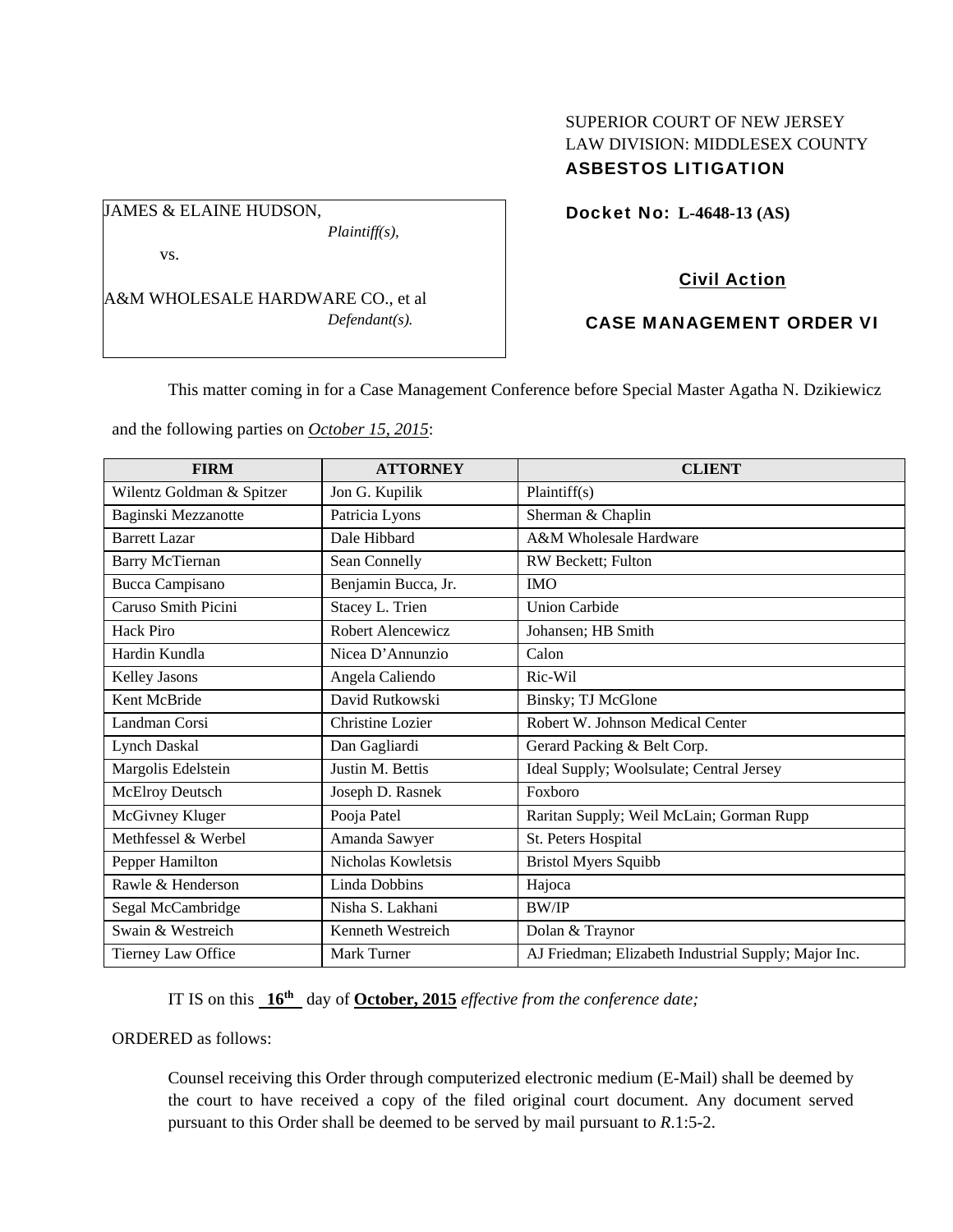SUPERIOR COURT OF NEW JERSEY
LAW DIVISION: MIDDLESEX COUNTY
**ASBESTOS LITIGATION**

JAMES & ELAINE HUDSON,
*Plaintiff(s),*

vs.

A&M WHOLESALE HARDWARE CO., et al
*Defendant(s).*

**Docket No: L-4648-13 (AS)**

**Civil Action**

**CASE MANAGEMENT ORDER VI**

This matter coming in for a Case Management Conference before Special Master Agatha N. Dzikiewicz and the following parties on *October 15, 2015*:

| FIRM | ATTORNEY | CLIENT |
|---|---|---|
| Wilentz Goldman & Spitzer | Jon G. Kupilik | Plaintiff(s) |
| Baginski Mezzanotte | Patricia Lyons | Sherman & Chaplin |
| Barrett Lazar | Dale Hibbard | A&M Wholesale Hardware |
| Barry McTiernan | Sean Connelly | RW Beckett; Fulton |
| Bucca Campisano | Benjamin Bucca, Jr. | IMO |
| Caruso Smith Picini | Stacey L. Trien | Union Carbide |
| Hack Piro | Robert Alencewicz | Johansen; HB Smith |
| Hardin Kundla | Nicea D'Annunzio | Calon |
| Kelley Jasons | Angela Caliendo | Ric-Wil |
| Kent McBride | David Rutkowski | Binsky; TJ McGlone |
| Landman Corsi | Christine Lozier | Robert W. Johnson Medical Center |
| Lynch Daskal | Dan Gagliardi | Gerard Packing & Belt Corp. |
| Margolis Edelstein | Justin M. Bettis | Ideal Supply; Woolsulate; Central Jersey |
| McElroy Deutsch | Joseph D. Rasnek | Foxboro |
| McGivney Kluger | Pooja Patel | Raritan Supply; Weil McLain; Gorman Rupp |
| Methfessel & Werbel | Amanda Sawyer | St. Peters Hospital |
| Pepper Hamilton | Nicholas Kowletsis | Bristol Myers Squibb |
| Rawle & Henderson | Linda Dobbins | Hajoca |
| Segal McCambridge | Nisha S. Lakhani | BW/IP |
| Swain & Westreich | Kenneth Westreich | Dolan & Traynor |
| Tierney Law Office | Mark Turner | AJ Friedman; Elizabeth Industrial Supply; Major Inc. |

IT IS on this **16th** day of **October, 2015** *effective from the conference date;*

ORDERED as follows:

Counsel receiving this Order through computerized electronic medium (E-Mail) shall be deemed by the court to have received a copy of the filed original court document. Any document served pursuant to this Order shall be deemed to be served by mail pursuant to *R.*1:5-2.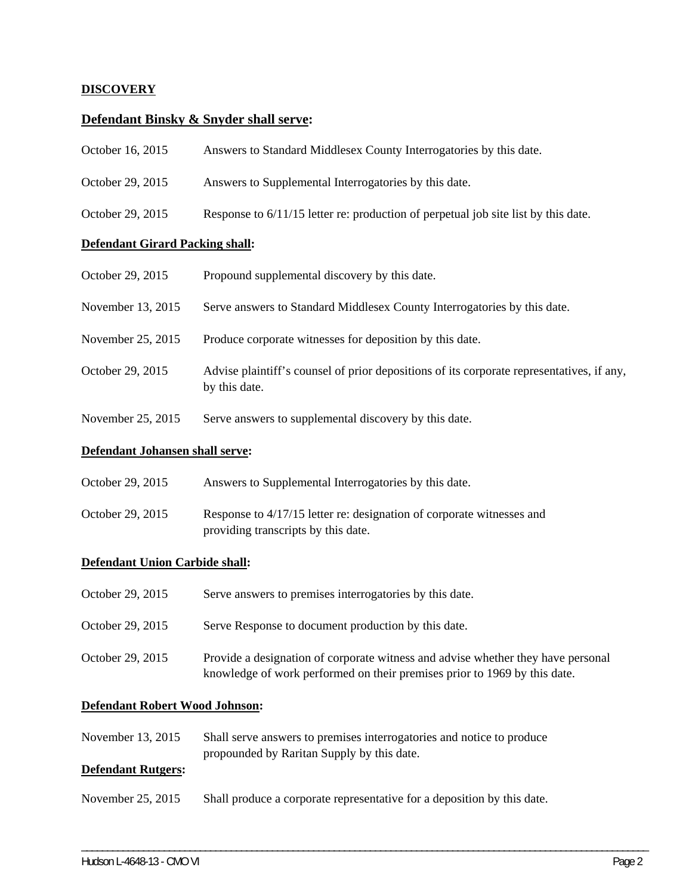**DISCOVERY**

**Defendant Binsky & Snyder shall serve:**

October 16, 2015 Answers to Standard Middlesex County Interrogatories by this date.

October 29, 2015 Answers to Supplemental Interrogatories by this date.

October 29, 2015 Response to 6/11/15 letter re: production of perpetual job site list by this date.

**Defendant Girard Packing shall:**

October 29, 2015 Propound supplemental discovery by this date.

November 13, 2015 Serve answers to Standard Middlesex County Interrogatories by this date.

November 25, 2015 Produce corporate witnesses for deposition by this date.

October 29, 2015 Advise plaintiff's counsel of prior depositions of its corporate representatives, if any, by this date.

November 25, 2015 Serve answers to supplemental discovery by this date.

**Defendant Johansen shall serve:**

October 29, 2015 Answers to Supplemental Interrogatories by this date.

October 29, 2015 Response to 4/17/15 letter re: designation of corporate witnesses and providing transcripts by this date.

**Defendant Union Carbide shall:**

October 29, 2015 Serve answers to premises interrogatories by this date.

October 29, 2015 Serve Response to document production by this date.

October 29, 2015 Provide a designation of corporate witness and advise whether they have personal knowledge of work performed on their premises prior to 1969 by this date.

**Defendant Robert Wood Johnson:**

November 13, 2015 Shall serve answers to premises interrogatories and notice to produce propounded by Raritan Supply by this date.

**Defendant Rutgers:**

November 25, 2015 Shall produce a corporate representative for a deposition by this date.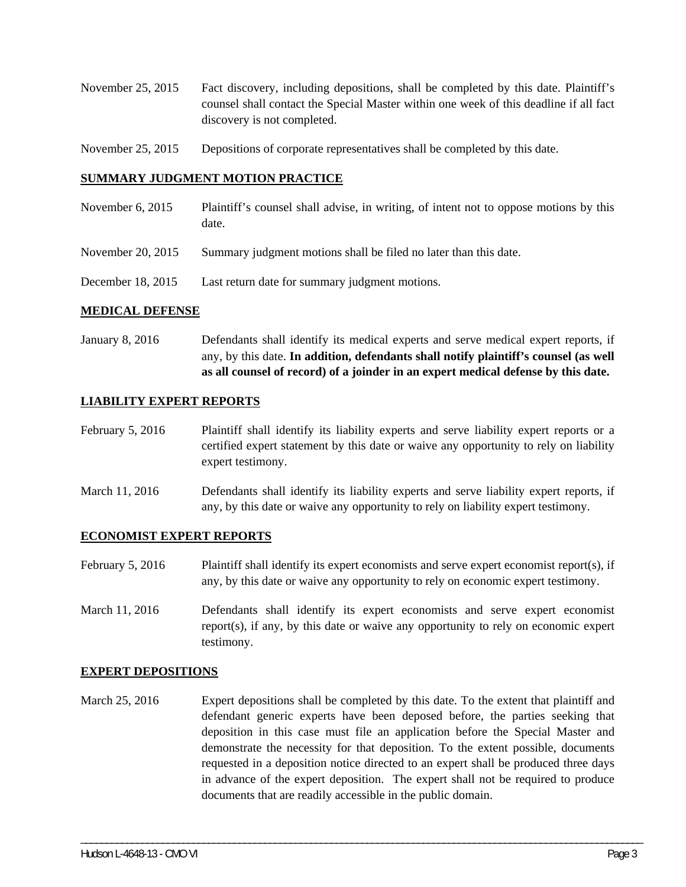November 25, 2015 Fact discovery, including depositions, shall be completed by this date. Plaintiff's counsel shall contact the Special Master within one week of this deadline if all fact discovery is not completed.

November 25, 2015 Depositions of corporate representatives shall be completed by this date.

**SUMMARY JUDGMENT MOTION PRACTICE**

November 6, 2015 Plaintiff's counsel shall advise, in writing, of intent not to oppose motions by this date.

November 20, 2015 Summary judgment motions shall be filed no later than this date.

December 18, 2015 Last return date for summary judgment motions.

**MEDICAL DEFENSE**

January 8, 2016 Defendants shall identify its medical experts and serve medical expert reports, if any, by this date. **In addition, defendants shall notify plaintiff's counsel (as well as all counsel of record) of a joinder in an expert medical defense by this date.**

**LIABILITY EXPERT REPORTS**

February 5, 2016 Plaintiff shall identify its liability experts and serve liability expert reports or a certified expert statement by this date or waive any opportunity to rely on liability expert testimony.

March 11, 2016 Defendants shall identify its liability experts and serve liability expert reports, if any, by this date or waive any opportunity to rely on liability expert testimony.

**ECONOMIST EXPERT REPORTS**

February 5, 2016 Plaintiff shall identify its expert economists and serve expert economist report(s), if any, by this date or waive any opportunity to rely on economic expert testimony.

March 11, 2016 Defendants shall identify its expert economists and serve expert economist report(s), if any, by this date or waive any opportunity to rely on economic expert testimony.

**EXPERT DEPOSITIONS**

March 25, 2016 Expert depositions shall be completed by this date. To the extent that plaintiff and defendant generic experts have been deposed before, the parties seeking that deposition in this case must file an application before the Special Master and demonstrate the necessity for that deposition. To the extent possible, documents requested in a deposition notice directed to an expert shall be produced three days in advance of the expert deposition. The expert shall not be required to produce documents that are readily accessible in the public domain.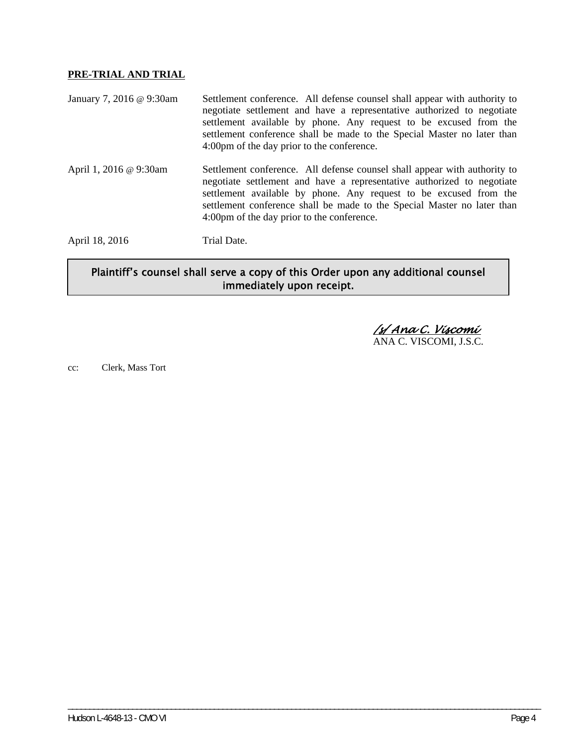**PRE-TRIAL AND TRIAL**

| | |
|---|---|
| January 7, 2016 @ 9:30am | Settlement conference. All defense counsel shall appear with authority to negotiate settlement and have a representative authorized to negotiate settlement available by phone. Any request to be excused from the settlement conference shall be made to the Special Master no later than 4:00pm of the day prior to the conference. |
| April 1, 2016 @ 9:30am | Settlement conference. All defense counsel shall appear with authority to negotiate settlement and have a representative authorized to negotiate settlement available by phone. Any request to be excused from the settlement conference shall be made to the Special Master no later than 4:00pm of the day prior to the conference. |
| April 18, 2016 | Trial Date. |

**Plaintiff's counsel shall serve a copy of this Order upon any additional counsel immediately upon receipt.**

*/s/ Ana C. Viscomi*
ANA C. VISCOMI, J.S.C.

cc: Clerk, Mass Tort